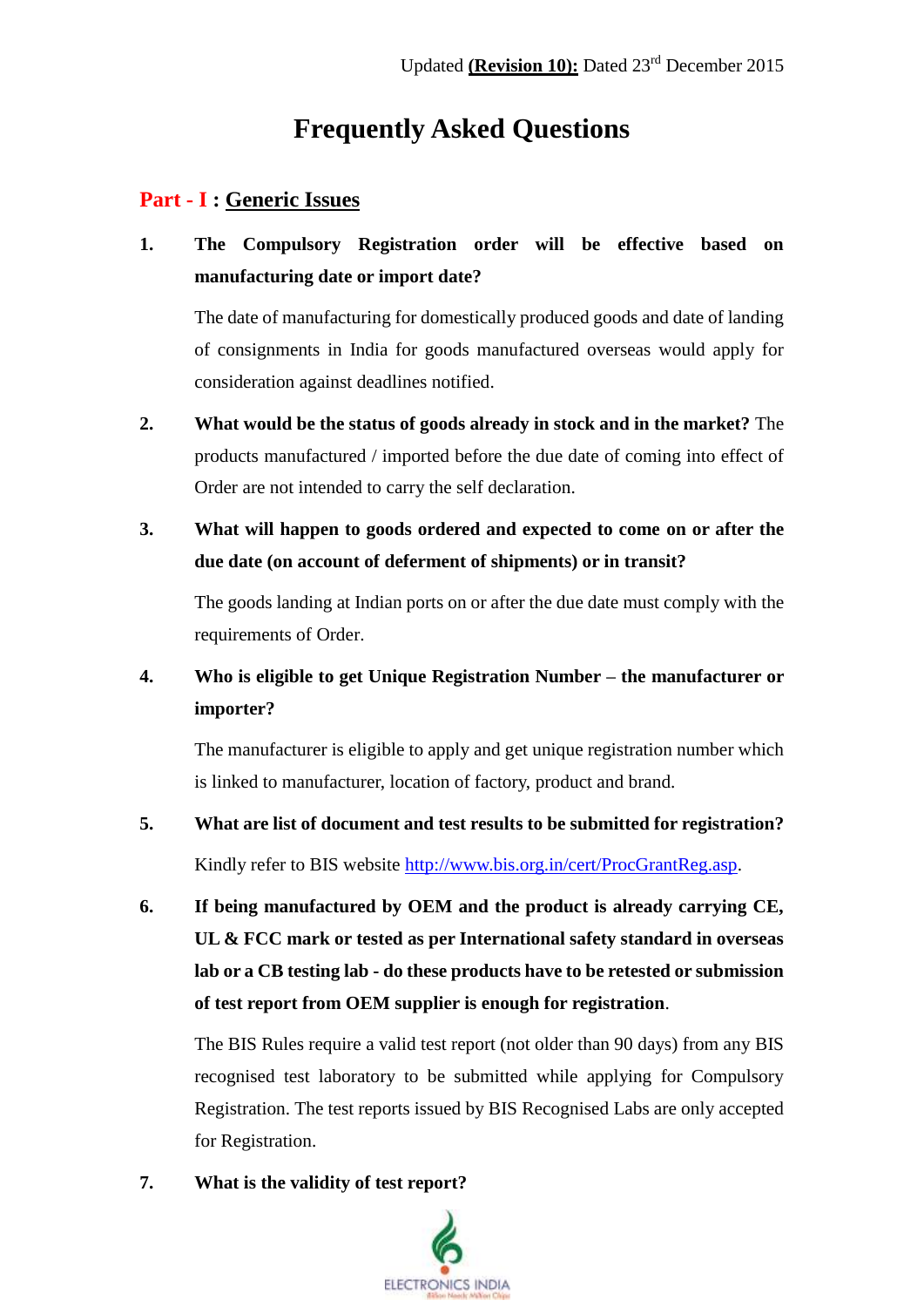Updated **(Revision 10):** Dated 23rd December 2015

# Frequently Asked Questions

## Part - I : Generic Issues

1. **The Compulsory Registration order will be effective based on manufacturing date or import date?**

   The date of manufacturing for domestically produced goods and date of landing of consignments in India for goods manufactured overseas would apply for consideration against deadlines notified.

2. **What would be the status of goods already in stock and in the market?** The products manufactured / imported before the due date of coming into effect of Order are not intended to carry the self declaration.

3. **What will happen to goods ordered and expected to come on or after the due date (on account of deferment of shipments) or in transit?**

   The goods landing at Indian ports on or after the due date must comply with the requirements of Order.

4. **Who is eligible to get Unique Registration Number – the manufacturer or importer?**

   The manufacturer is eligible to apply and get unique registration number which is linked to manufacturer, location of factory, product and brand.

5. **What are list of document and test results to be submitted for registration?**

   Kindly refer to BIS website http://www.bis.org.in/cert/ProcGrantReg.asp.

6. **If being manufactured by OEM and the product is already carrying CE, UL & FCC mark or tested as per International safety standard in overseas lab or a CB testing lab - do these products have to be retested or submission of test report from OEM supplier is enough for registration**.

   The BIS Rules require a valid test report (not older than 90 days) from any BIS recognised test laboratory to be submitted while applying for Compulsory Registration. The test reports issued by BIS Recognised Labs are only accepted for Registration.

7. **What is the validity of test report?**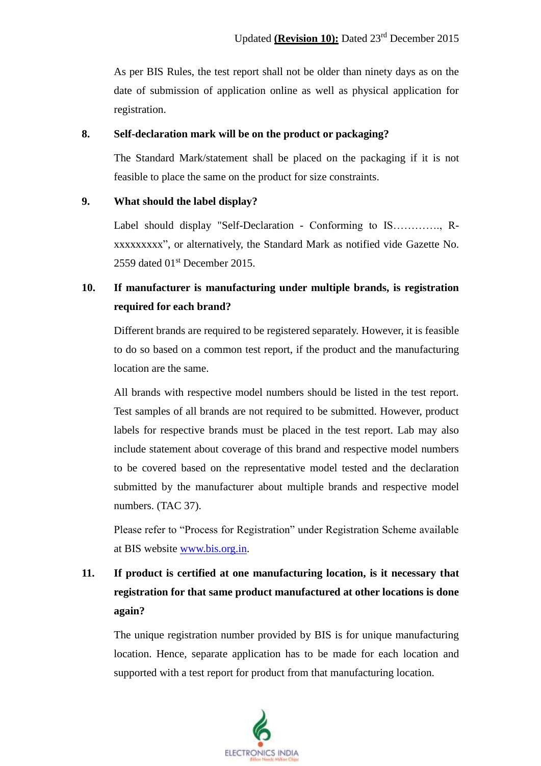As per BIS Rules, the test report shall not be older than ninety days as on the date of submission of application online as well as physical application for registration.

**8. Self-declaration mark will be on the product or packaging?**

The Standard Mark/statement shall be placed on the packaging if it is not feasible to place the same on the product for size constraints.

**9. What should the label display?**

Label should display "Self-Declaration - Conforming to IS…………., R-xxxxxxxxx", or alternatively, the Standard Mark as notified vide Gazette No. 2559 dated 01st December 2015.

**10. If manufacturer is manufacturing under multiple brands, is registration required for each brand?**

Different brands are required to be registered separately. However, it is feasible to do so based on a common test report, if the product and the manufacturing location are the same.

All brands with respective model numbers should be listed in the test report. Test samples of all brands are not required to be submitted. However, product labels for respective brands must be placed in the test report. Lab may also include statement about coverage of this brand and respective model numbers to be covered based on the representative model tested and the declaration submitted by the manufacturer about multiple brands and respective model numbers. (TAC 37).

Please refer to "Process for Registration" under Registration Scheme available at BIS website www.bis.org.in.

**11. If product is certified at one manufacturing location, is it necessary that registration for that same product manufactured at other locations is done again?**

The unique registration number provided by BIS is for unique manufacturing location. Hence, separate application has to be made for each location and supported with a test report for product from that manufacturing location.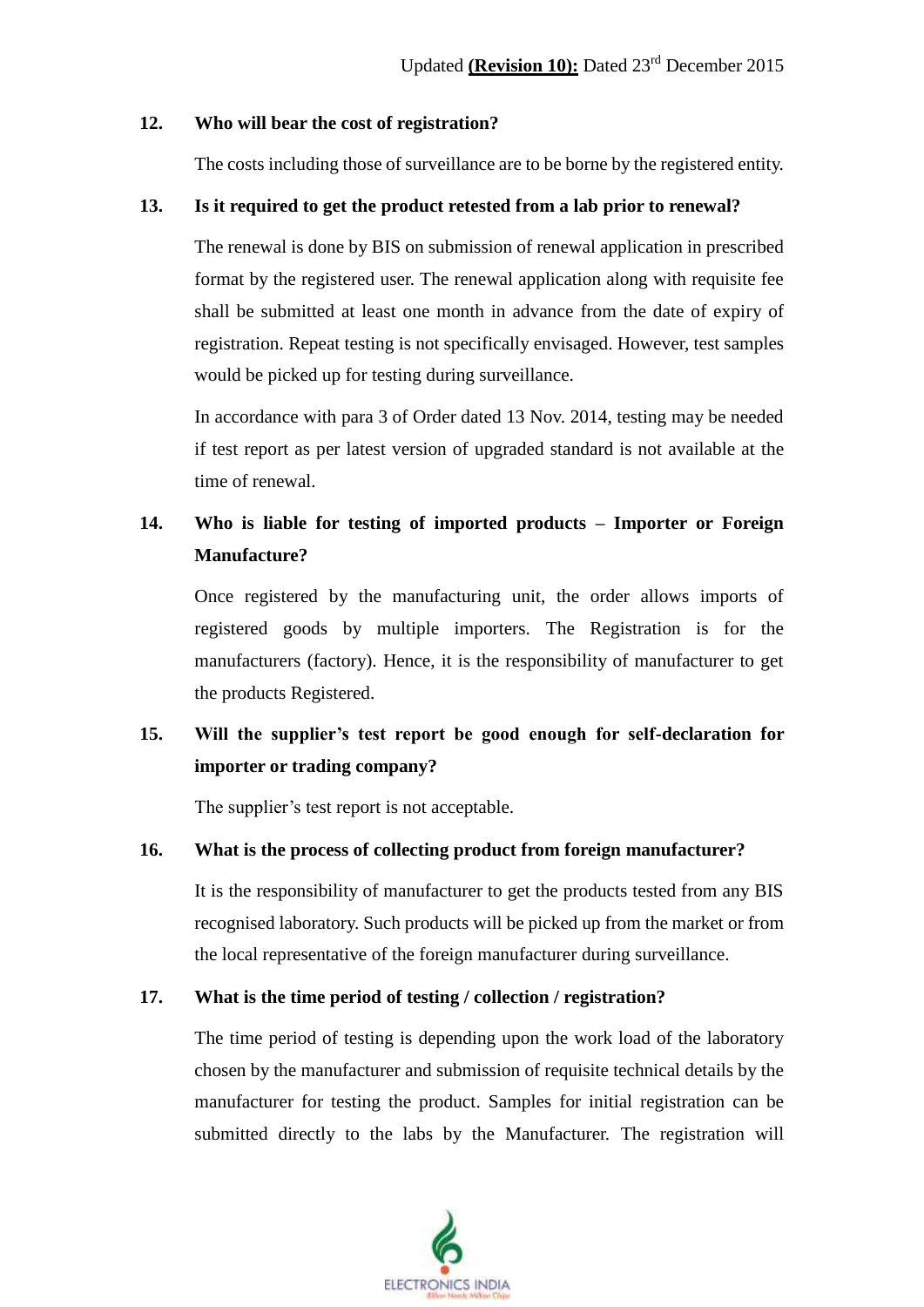**12. Who will bear the cost of registration?**

The costs including those of surveillance are to be borne by the registered entity.

**13. Is it required to get the product retested from a lab prior to renewal?**

The renewal is done by BIS on submission of renewal application in prescribed format by the registered user. The renewal application along with requisite fee shall be submitted at least one month in advance from the date of expiry of registration. Repeat testing is not specifically envisaged. However, test samples would be picked up for testing during surveillance.

In accordance with para 3 of Order dated 13 Nov. 2014, testing may be needed if test report as per latest version of upgraded standard is not available at the time of renewal.

**14. Who is liable for testing of imported products – Importer or Foreign Manufacturer?**

Once registered by the manufacturing unit, the order allows imports of registered goods by multiple importers. The Registration is for the manufacturers (factory). Hence, it is the responsibility of manufacturer to get the products Registered.

**15. Will the supplier's test report be good enough for self-declaration for importer or trading company?**

The supplier's test report is not acceptable.

**16. What is the process of collecting product from foreign manufacturer?**

It is the responsibility of manufacturer to get the products tested from any BIS recognised laboratory. Such products will be picked up from the market or from the local representative of the foreign manufacturer during surveillance.

**17. What is the time period of testing / collection / registration?**

The time period of testing is depending upon the work load of the laboratory chosen by the manufacturer and submission of requisite technical details by the manufacturer for testing the product. Samples for initial registration can be submitted directly to the labs by the Manufacturer. The registration will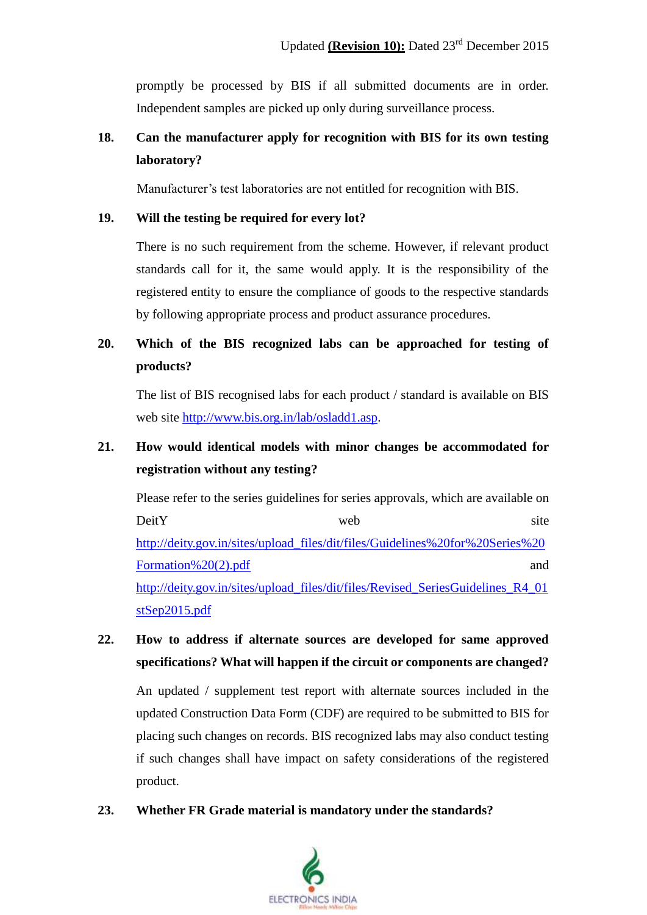promptly be processed by BIS if all submitted documents are in order. Independent samples are picked up only during surveillance process.

**18. Can the manufacturer apply for recognition with BIS for its own testing laboratory?**

Manufacturer's test laboratories are not entitled for recognition with BIS.

**19. Will the testing be required for every lot?**

There is no such requirement from the scheme. However, if relevant product standards call for it, the same would apply. It is the responsibility of the registered entity to ensure the compliance of goods to the respective standards by following appropriate process and product assurance procedures.

**20. Which of the BIS recognized labs can be approached for testing of products?**

The list of BIS recognised labs for each product / standard is available on BIS web site http://www.bis.org.in/lab/osladd1.asp.

**21. How would identical models with minor changes be accommodated for registration without any testing?**

Please refer to the series guidelines for series approvals, which are available on DeitY web site http://deity.gov.in/sites/upload_files/dit/files/Guidelines%20for%20Series%20Formation%20(2).pdf and http://deity.gov.in/sites/upload_files/dit/files/Revised_SeriesGuidelines_R4_01stSep2015.pdf

**22. How to address if alternate sources are developed for same approved specifications? What will happen if the circuit or components are changed?**

An updated / supplement test report with alternate sources included in the updated Construction Data Form (CDF) are required to be submitted to BIS for placing such changes on records. BIS recognized labs may also conduct testing if such changes shall have impact on safety considerations of the registered product.

**23. Whether FR Grade material is mandatory under the standards?**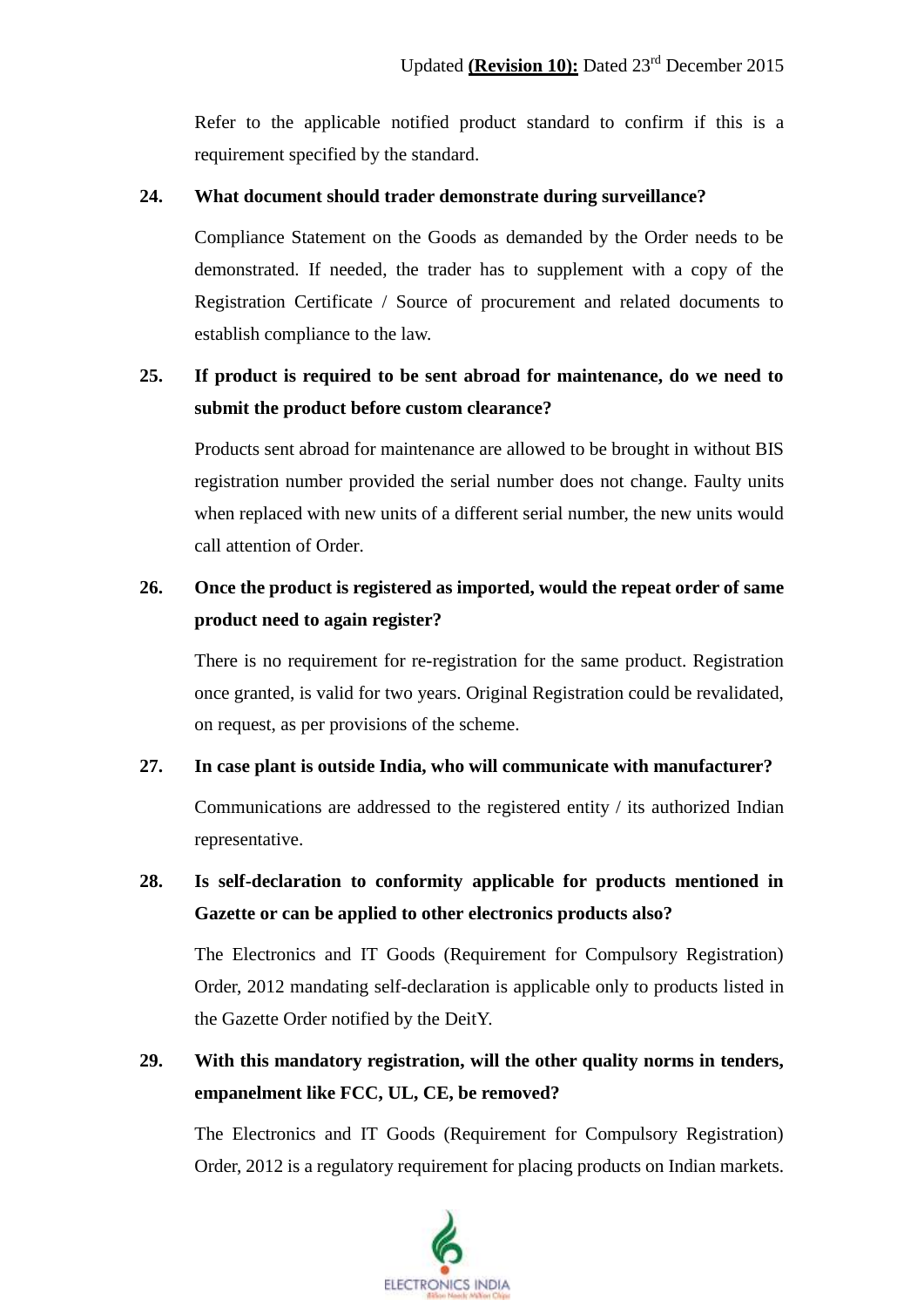Refer to the applicable notified product standard to confirm if this is a requirement specified by the standard.

**24. What document should trader demonstrate during surveillance?**

Compliance Statement on the Goods as demanded by the Order needs to be demonstrated. If needed, the trader has to supplement with a copy of the Registration Certificate / Source of procurement and related documents to establish compliance to the law.

**25. If product is required to be sent abroad for maintenance, do we need to submit the product before custom clearance?**

Products sent abroad for maintenance are allowed to be brought in without BIS registration number provided the serial number does not change. Faulty units when replaced with new units of a different serial number, the new units would call attention of Order.

**26. Once the product is registered as imported, would the repeat order of same product need to again register?**

There is no requirement for re-registration for the same product. Registration once granted, is valid for two years. Original Registration could be revalidated, on request, as per provisions of the scheme.

**27. In case plant is outside India, who will communicate with manufacturer?**

Communications are addressed to the registered entity / its authorized Indian representative.

**28. Is self-declaration to conformity applicable for products mentioned in Gazette or can be applied to other electronics products also?**

The Electronics and IT Goods (Requirement for Compulsory Registration) Order, 2012 mandating self-declaration is applicable only to products listed in the Gazette Order notified by the DeitY.

**29. With this mandatory registration, will the other quality norms in tenders, empanelment like FCC, UL, CE, be removed?**

The Electronics and IT Goods (Requirement for Compulsory Registration) Order, 2012 is a regulatory requirement for placing products on Indian markets.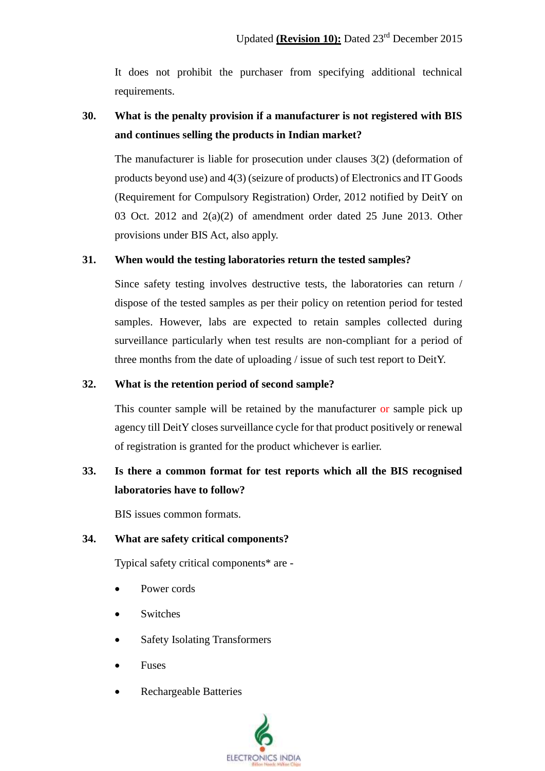It does not prohibit the purchaser from specifying additional technical requirements.

**30. What is the penalty provision if a manufacturer is not registered with BIS and continues selling the products in Indian market?**

The manufacturer is liable for prosecution under clauses 3(2) (deformation of products beyond use) and 4(3) (seizure of products) of Electronics and IT Goods (Requirement for Compulsory Registration) Order, 2012 notified by DeitY on 03 Oct. 2012 and 2(a)(2) of amendment order dated 25 June 2013. Other provisions under BIS Act, also apply.

**31. When would the testing laboratories return the tested samples?**

Since safety testing involves destructive tests, the laboratories can return / dispose of the tested samples as per their policy on retention period for tested samples. However, labs are expected to retain samples collected during surveillance particularly when test results are non-compliant for a period of three months from the date of uploading / issue of such test report to DeitY.

**32. What is the retention period of second sample?**

This counter sample will be retained by the manufacturer or sample pick up agency till DeitY closes surveillance cycle for that product positively or renewal of registration is granted for the product whichever is earlier.

**33. Is there a common format for test reports which all the BIS recognised laboratories have to follow?**

BIS issues common formats.

**34. What are safety critical components?**

Typical safety critical components* are -

- Power cords
- Switches
- Safety Isolating Transformers
- Fuses
- Rechargeable Batteries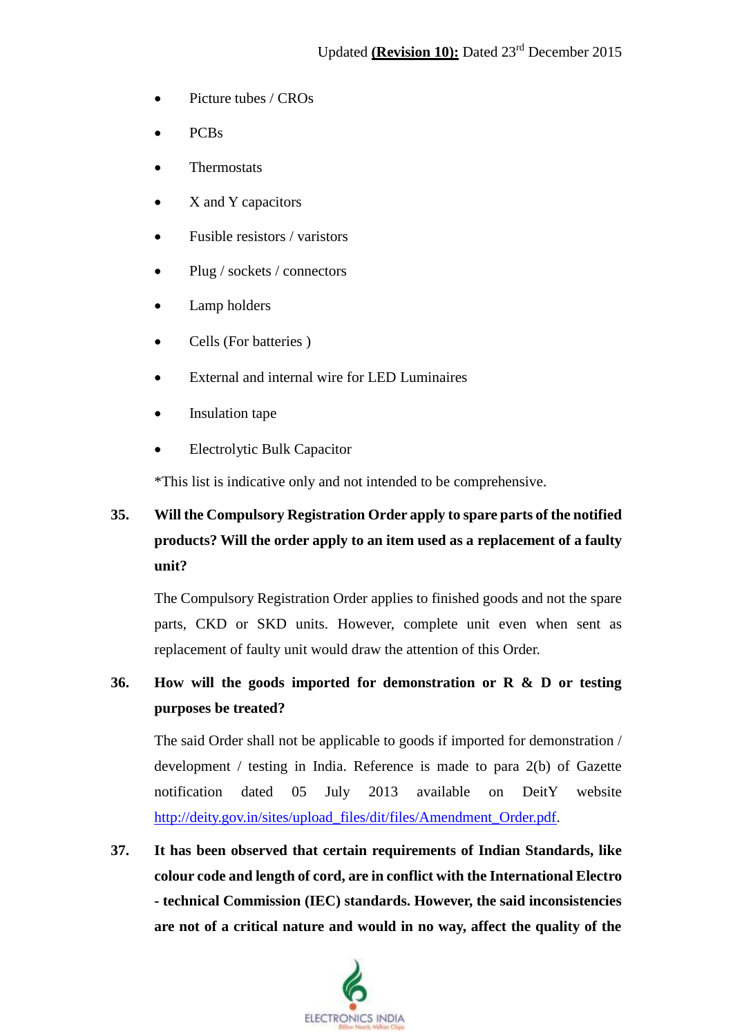- Picture tubes / CROs
- PCBs
- Thermostats
- X and Y capacitors
- Fusible resistors / varistors
- Plug / sockets / connectors
- Lamp holders
- Cells (For batteries )
- External and internal wire for LED Luminaires
- Insulation tape
- Electrolytic Bulk Capacitor

*This list is indicative only and not intended to be comprehensive.

**35. Will the Compulsory Registration Order apply to spare parts of the notified products? Will the order apply to an item used as a replacement of a faulty unit?**

The Compulsory Registration Order applies to finished goods and not the spare parts, CKD or SKD units. However, complete unit even when sent as replacement of faulty unit would draw the attention of this Order.

**36. How will the goods imported for demonstration or R & D or testing purposes be treated?**

The said Order shall not be applicable to goods if imported for demonstration / development / testing in India. Reference is made to para 2(b) of Gazette notification dated 05 July 2013 available on DeitY website http://deity.gov.in/sites/upload_files/dit/files/Amendment_Order.pdf.

**37. It has been observed that certain requirements of Indian Standards, like colour code and length of cord, are in conflict with the International Electro - technical Commission (IEC) standards. However, the said inconsistencies are not of a critical nature and would in no way, affect the quality of the**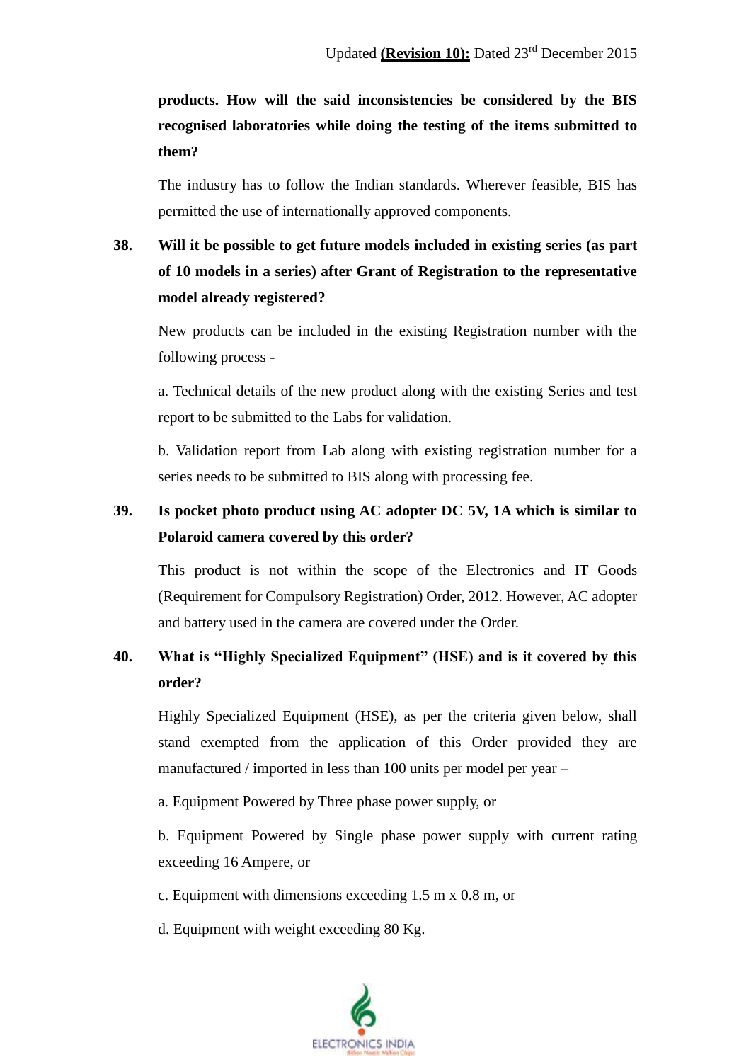**products. How will the said inconsistencies be considered by the BIS recognised laboratories while doing the testing of the items submitted to them?**

The industry has to follow the Indian standards. Wherever feasible, BIS has permitted the use of internationally approved components.

**38. Will it be possible to get future models included in existing series (as part of 10 models in a series) after Grant of Registration to the representative model already registered?**

New products can be included in the existing Registration number with the following process -

a. Technical details of the new product along with the existing Series and test report to be submitted to the Labs for validation.

b. Validation report from Lab along with existing registration number for a series needs to be submitted to BIS along with processing fee.

**39. Is pocket photo product using AC adopter DC 5V, 1A which is similar to Polaroid camera covered by this order?**

This product is not within the scope of the Electronics and IT Goods (Requirement for Compulsory Registration) Order, 2012. However, AC adopter and battery used in the camera are covered under the Order.

**40. What is "Highly Specialized Equipment" (HSE) and is it covered by this order?**

Highly Specialized Equipment (HSE), as per the criteria given below, shall stand exempted from the application of this Order provided they are manufactured / imported in less than 100 units per model per year –

a. Equipment Powered by Three phase power supply, or

b. Equipment Powered by Single phase power supply with current rating exceeding 16 Ampere, or

c. Equipment with dimensions exceeding 1.5 m x 0.8 m, or

d. Equipment with weight exceeding 80 Kg.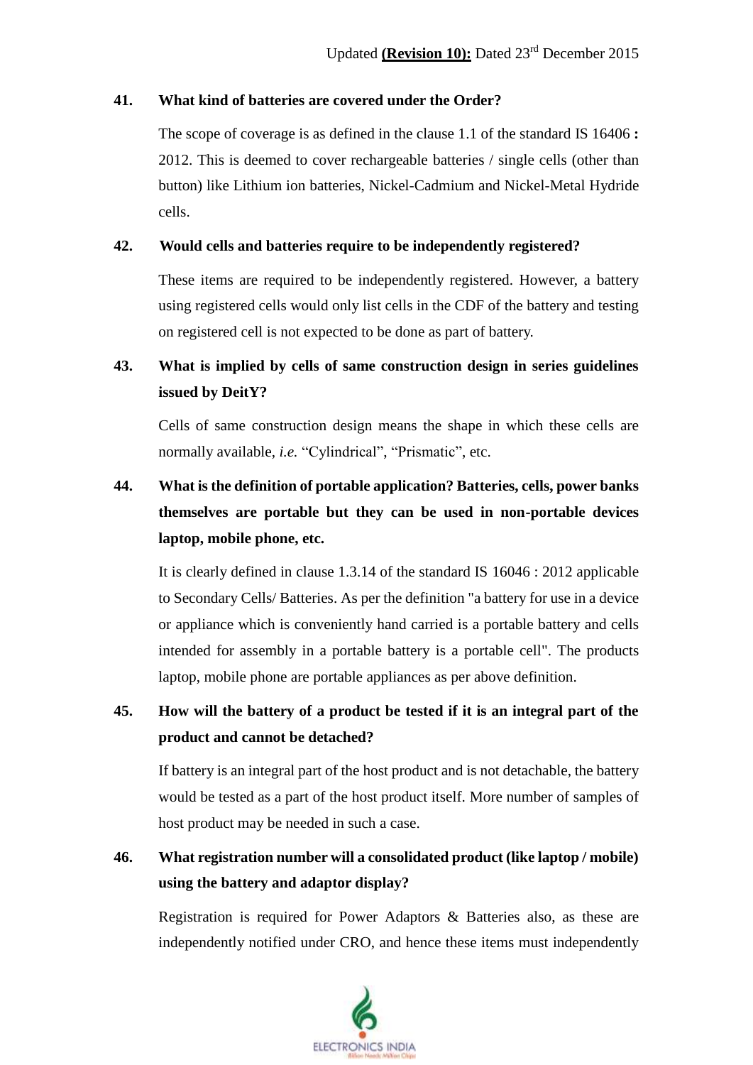**41. What kind of batteries are covered under the Order?**

The scope of coverage is as defined in the clause 1.1 of the standard IS 16406 **:** 2012. This is deemed to cover rechargeable batteries / single cells (other than button) like Lithium ion batteries, Nickel-Cadmium and Nickel-Metal Hydride cells.

**42. Would cells and batteries require to be independently registered?**

These items are required to be independently registered. However, a battery using registered cells would only list cells in the CDF of the battery and testing on registered cell is not expected to be done as part of battery.

**43. What is implied by cells of same construction design in series guidelines issued by DeitY?**

Cells of same construction design means the shape in which these cells are normally available, *i.e.* "Cylindrical", "Prismatic", etc.

**44. What is the definition of portable application? Batteries, cells, power banks themselves are portable but they can be used in non-portable devices laptop, mobile phone, etc.**

It is clearly defined in clause 1.3.14 of the standard IS 16046 : 2012 applicable to Secondary Cells/ Batteries. As per the definition "a battery for use in a device or appliance which is conveniently hand carried is a portable battery and cells intended for assembly in a portable battery is a portable cell". The products laptop, mobile phone are portable appliances as per above definition.

**45. How will the battery of a product be tested if it is an integral part of the product and cannot be detached?**

If battery is an integral part of the host product and is not detachable, the battery would be tested as a part of the host product itself. More number of samples of host product may be needed in such a case.

**46. What registration number will a consolidated product (like laptop / mobile) using the battery and adaptor display?**

Registration is required for Power Adaptors & Batteries also, as these are independently notified under CRO, and hence these items must independently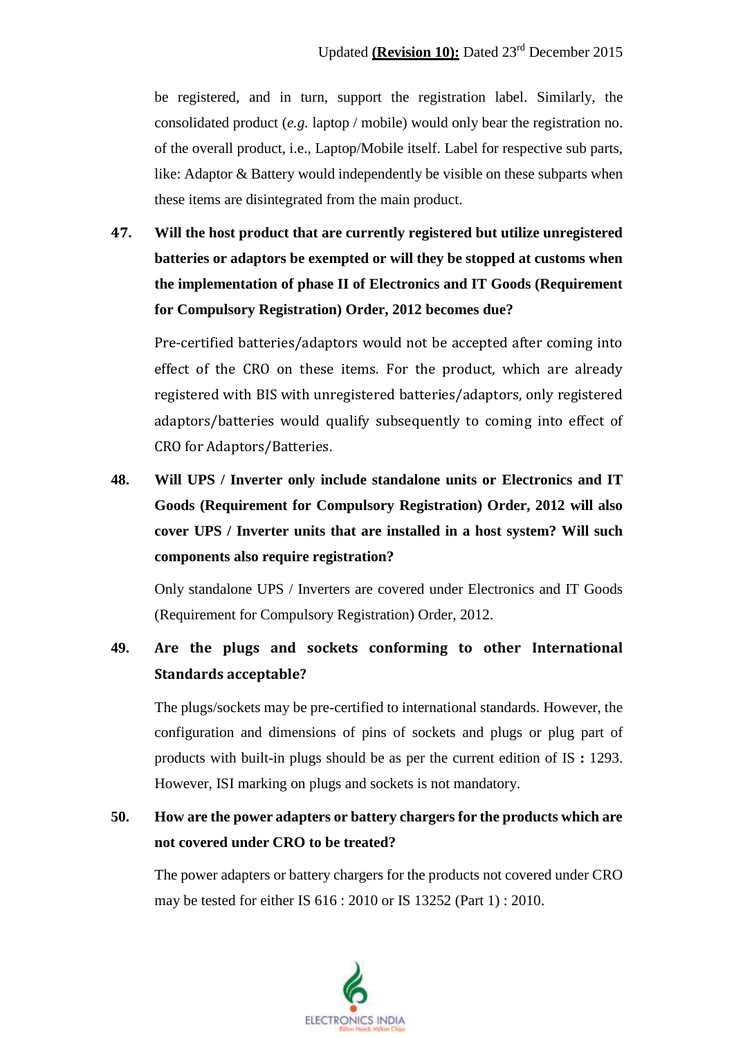be registered, and in turn, support the registration label. Similarly, the consolidated product (*e.g.* laptop / mobile) would only bear the registration no. of the overall product, i.e., Laptop/Mobile itself. Label for respective sub parts, like: Adaptor & Battery would independently be visible on these subparts when these items are disintegrated from the main product.

**47. Will the host product that are currently registered but utilize unregistered batteries or adaptors be exempted or will they be stopped at customs when the implementation of phase II of Electronics and IT Goods (Requirement for Compulsory Registration) Order, 2012 becomes due?**

Pre-certified batteries/adaptors would not be accepted after coming into effect of the CRO on these items. For the product, which are already registered with BIS with unregistered batteries/adaptors, only registered adaptors/batteries would qualify subsequently to coming into effect of CRO for Adaptors/Batteries.

**48. Will UPS / Inverter only include standalone units or Electronics and IT Goods (Requirement for Compulsory Registration) Order, 2012 will also cover UPS / Inverter units that are installed in a host system? Will such components also require registration?**

Only standalone UPS / Inverters are covered under Electronics and IT Goods (Requirement for Compulsory Registration) Order, 2012.

**49. Are the plugs and sockets conforming to other International Standards acceptable?**

The plugs/sockets may be pre-certified to international standards. However, the configuration and dimensions of pins of sockets and plugs or plug part of products with built-in plugs should be as per the current edition of IS **:** 1293. However, ISI marking on plugs and sockets is not mandatory.

**50. How are the power adapters or battery chargers for the products which are not covered under CRO to be treated?**

The power adapters or battery chargers for the products not covered under CRO may be tested for either IS 616 : 2010 or IS 13252 (Part 1) : 2010.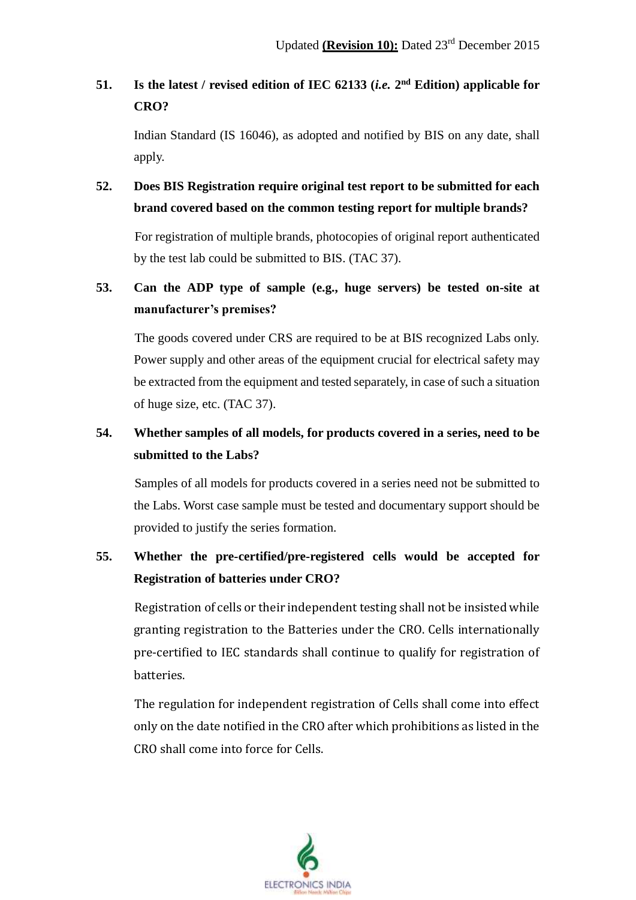**51. Is the latest / revised edition of IEC 62133 (*i.e.* 2nd Edition) applicable for CRO?**

Indian Standard (IS 16046), as adopted and notified by BIS on any date, shall apply.

**52. Does BIS Registration require original test report to be submitted for each brand covered based on the common testing report for multiple brands?**

For registration of multiple brands, photocopies of original report authenticated by the test lab could be submitted to BIS. (TAC 37).

**53. Can the ADP type of sample (e.g., huge servers) be tested on-site at manufacturer's premises?**

The goods covered under CRS are required to be at BIS recognized Labs only. Power supply and other areas of the equipment crucial for electrical safety may be extracted from the equipment and tested separately, in case of such a situation of huge size, etc. (TAC 37).

**54. Whether samples of all models, for products covered in a series, need to be submitted to the Labs?**

Samples of all models for products covered in a series need not be submitted to the Labs. Worst case sample must be tested and documentary support should be provided to justify the series formation.

**55. Whether the pre-certified/pre-registered cells would be accepted for Registration of batteries under CRO?**

Registration of cells or their independent testing shall not be insisted while granting registration to the Batteries under the CRO. Cells internationally pre-certified to IEC standards shall continue to qualify for registration of batteries.

The regulation for independent registration of Cells shall come into effect only on the date notified in the CRO after which prohibitions as listed in the CRO shall come into force for Cells.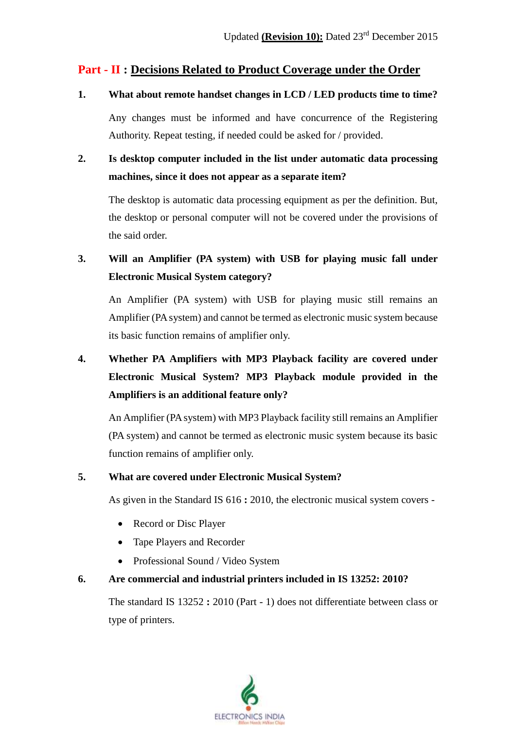Updated **(Revision 10):** Dated 23rd December 2015

## Part - II : Decisions Related to Product Coverage under the Order

**1. What about remote handset changes in LCD / LED products time to time?**

Any changes must be informed and have concurrence of the Registering Authority. Repeat testing, if needed could be asked for / provided.

**2. Is desktop computer included in the list under automatic data processing machines, since it does not appear as a separate item?**

The desktop is automatic data processing equipment as per the definition. But, the desktop or personal computer will not be covered under the provisions of the said order.

**3. Will an Amplifier (PA system) with USB for playing music fall under Electronic Musical System category?**

An Amplifier (PA system) with USB for playing music still remains an Amplifier (PA system) and cannot be termed as electronic music system because its basic function remains of amplifier only.

**4. Whether PA Amplifiers with MP3 Playback facility are covered under Electronic Musical System? MP3 Playback module provided in the Amplifiers is an additional feature only?**

An Amplifier (PA system) with MP3 Playback facility still remains an Amplifier (PA system) and cannot be termed as electronic music system because its basic function remains of amplifier only.

**5. What are covered under Electronic Musical System?**

As given in the Standard IS 616 **:** 2010, the electronic musical system covers -

- Record or Disc Player
- Tape Players and Recorder
- Professional Sound / Video System

**6. Are commercial and industrial printers included in IS 13252: 2010?**

The standard IS 13252 **:** 2010 (Part - 1) does not differentiate between class or type of printers.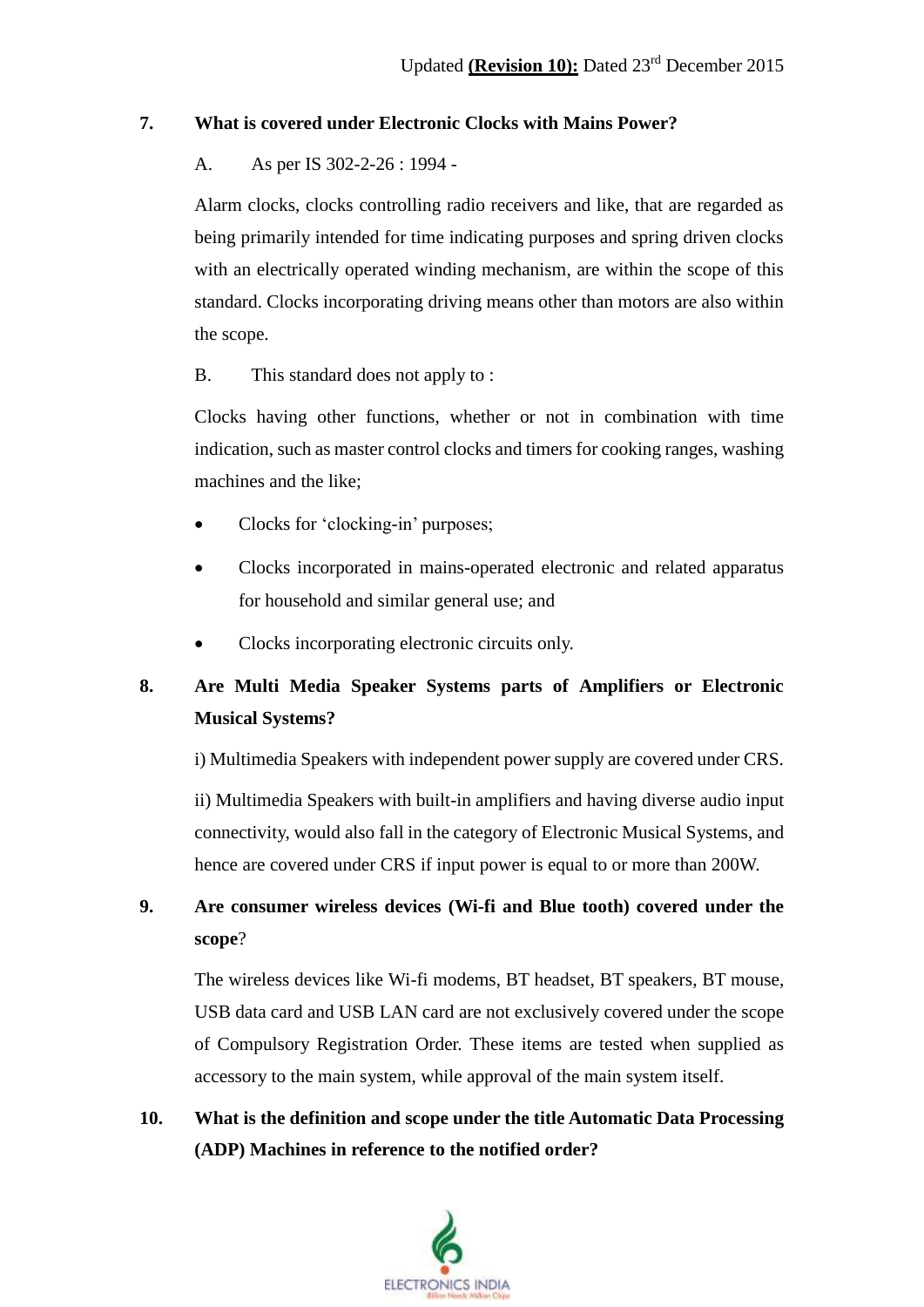**7. What is covered under Electronic Clocks with Mains Power?**

A. As per IS 302-2-26 : 1994 -

Alarm clocks, clocks controlling radio receivers and like, that are regarded as being primarily intended for time indicating purposes and spring driven clocks with an electrically operated winding mechanism, are within the scope of this standard. Clocks incorporating driving means other than motors are also within the scope.

B. This standard does not apply to :

Clocks having other functions, whether or not in combination with time indication, such as master control clocks and timers for cooking ranges, washing machines and the like;

- Clocks for 'clocking-in' purposes;
- Clocks incorporated in mains-operated electronic and related apparatus for household and similar general use; and
- Clocks incorporating electronic circuits only.

**8. Are Multi Media Speaker Systems parts of Amplifiers or Electronic Musical Systems?**

i) Multimedia Speakers with independent power supply are covered under CRS.

ii) Multimedia Speakers with built-in amplifiers and having diverse audio input connectivity, would also fall in the category of Electronic Musical Systems, and hence are covered under CRS if input power is equal to or more than 200W.

**9. Are consumer wireless devices (Wi-fi and Blue tooth) covered under the scope?**

The wireless devices like Wi-fi modems, BT headset, BT speakers, BT mouse, USB data card and USB LAN card are not exclusively covered under the scope of Compulsory Registration Order. These items are tested when supplied as accessory to the main system, while approval of the main system itself.

**10. What is the definition and scope under the title Automatic Data Processing (ADP) Machines in reference to the notified order?**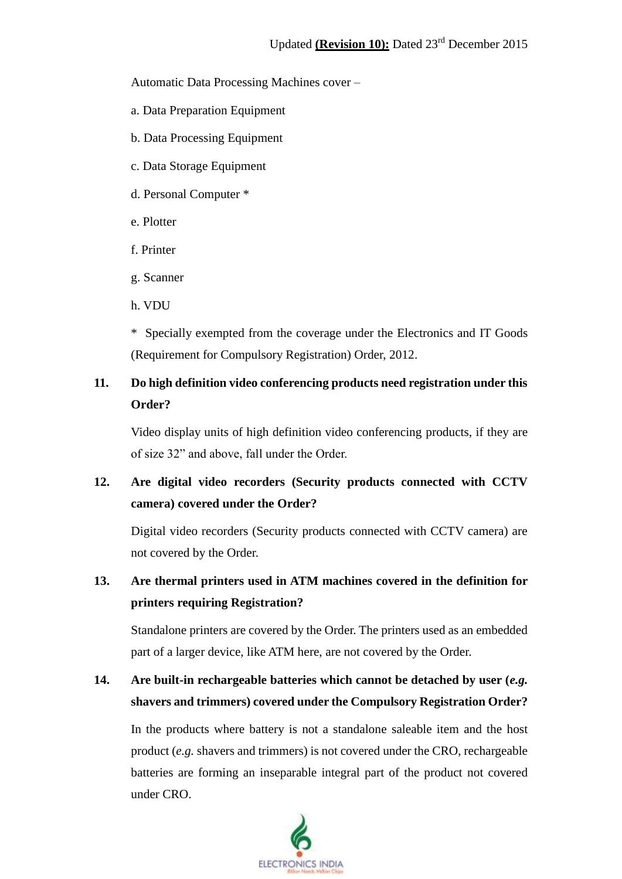Automatic Data Processing Machines cover –

a. Data Preparation Equipment

b. Data Processing Equipment

c. Data Storage Equipment

d. Personal Computer *

e. Plotter

f. Printer

g. Scanner

h. VDU

* Specially exempted from the coverage under the Electronics and IT Goods (Requirement for Compulsory Registration) Order, 2012.

**11. Do high definition video conferencing products need registration under this Order?**

Video display units of high definition video conferencing products, if they are of size 32" and above, fall under the Order.

**12. Are digital video recorders (Security products connected with CCTV camera) covered under the Order?**

Digital video recorders (Security products connected with CCTV camera) are not covered by the Order.

**13. Are thermal printers used in ATM machines covered in the definition for printers requiring Registration?**

Standalone printers are covered by the Order. The printers used as an embedded part of a larger device, like ATM here, are not covered by the Order.

**14. Are built-in rechargeable batteries which cannot be detached by user (*e.g.* shavers and trimmers) covered under the Compulsory Registration Order?**

In the products where battery is not a standalone saleable item and the host product (*e.g.* shavers and trimmers) is not covered under the CRO, rechargeable batteries are forming an inseparable integral part of the product not covered under CRO.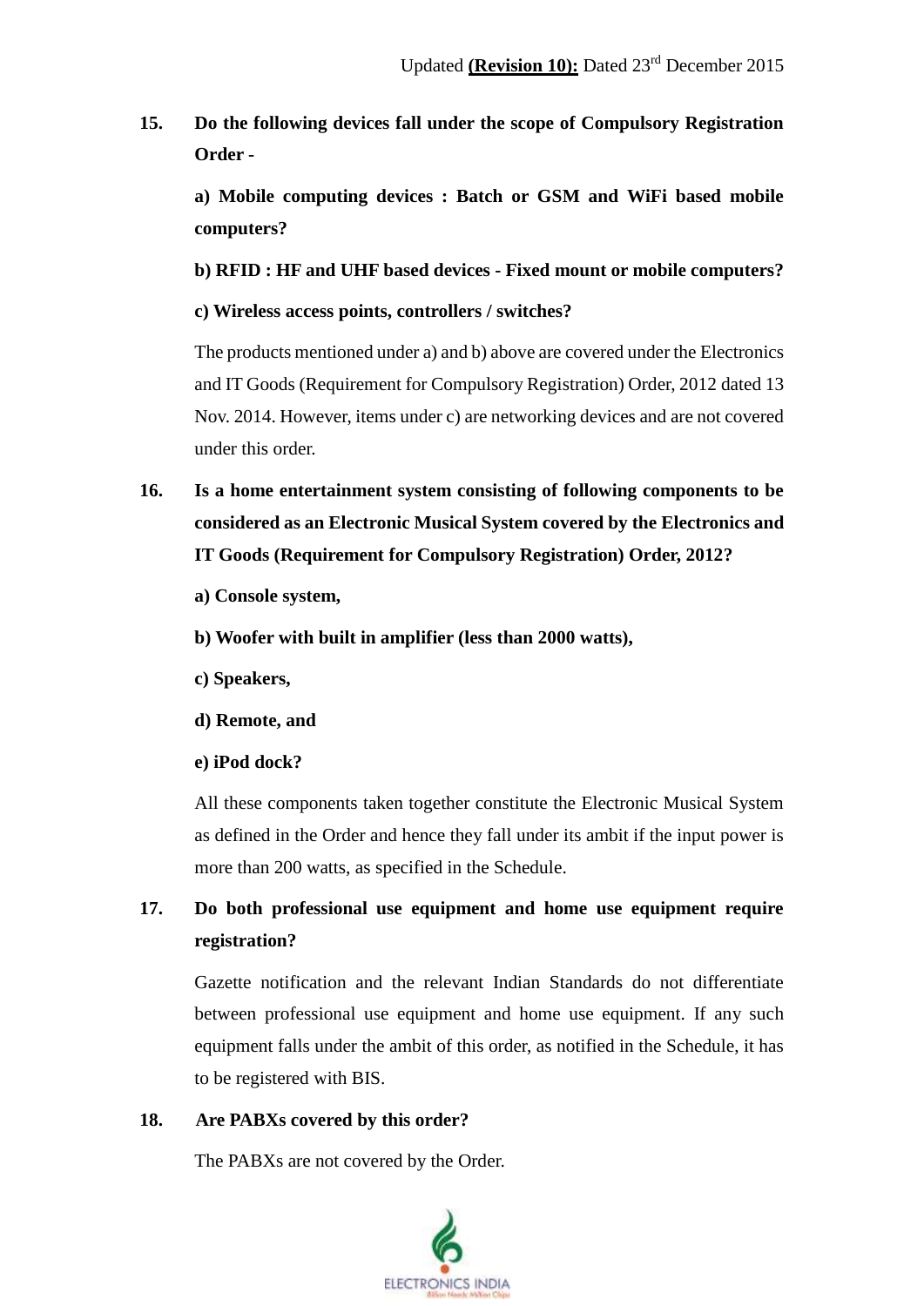**15. Do the following devices fall under the scope of Compulsory Registration Order -**

**a) Mobile computing devices : Batch or GSM and WiFi based mobile computers?**

**b) RFID : HF and UHF based devices - Fixed mount or mobile computers?**

**c) Wireless access points, controllers / switches?**

The products mentioned under a) and b) above are covered under the Electronics and IT Goods (Requirement for Compulsory Registration) Order, 2012 dated 13 Nov. 2014. However, items under c) are networking devices and are not covered under this order.

**16. Is a home entertainment system consisting of following components to be considered as an Electronic Musical System covered by the Electronics and IT Goods (Requirement for Compulsory Registration) Order, 2012?**

**a) Console system,**

**b) Woofer with built in amplifier (less than 2000 watts),**

**c) Speakers,**

**d) Remote, and**

**e) iPod dock?**

All these components taken together constitute the Electronic Musical System as defined in the Order and hence they fall under its ambit if the input power is more than 200 watts, as specified in the Schedule.

**17. Do both professional use equipment and home use equipment require registration?**

Gazette notification and the relevant Indian Standards do not differentiate between professional use equipment and home use equipment. If any such equipment falls under the ambit of this order, as notified in the Schedule, it has to be registered with BIS.

**18. Are PABXs covered by this order?**

The PABXs are not covered by the Order.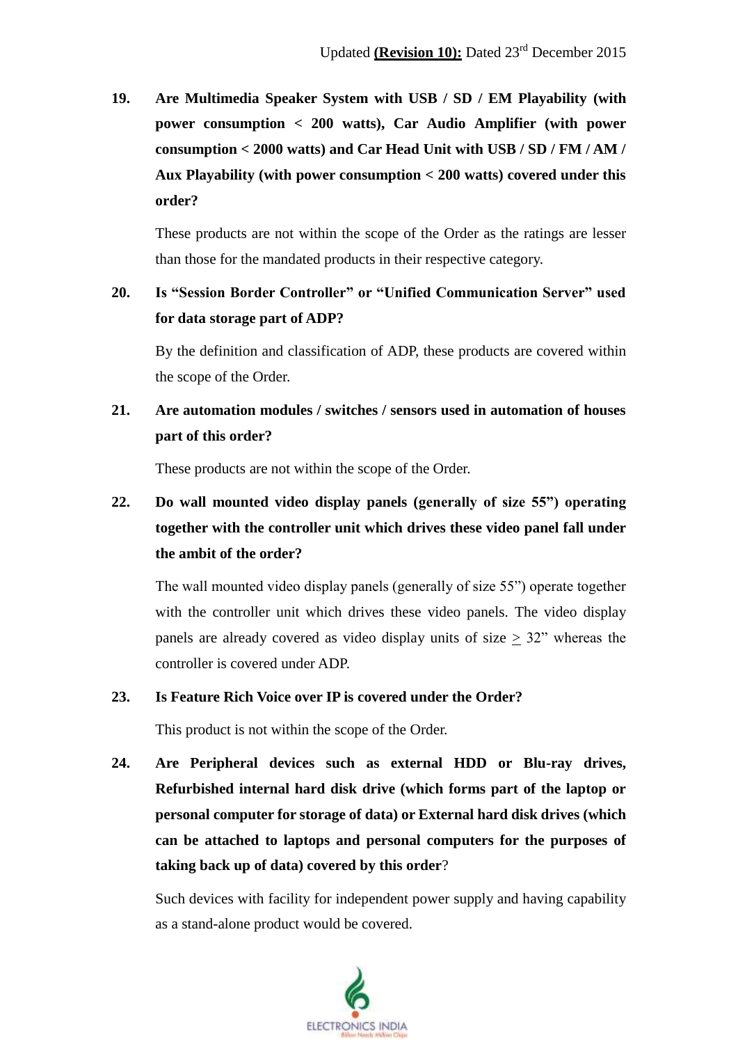19. **Are Multimedia Speaker System with USB / SD / EM Playability (with power consumption < 200 watts), Car Audio Amplifier (with power consumption < 2000 watts) and Car Head Unit with USB / SD / FM / AM / Aux Playability (with power consumption < 200 watts) covered under this order?**

    These products are not within the scope of the Order as the ratings are lesser than those for the mandated products in their respective category.

20. **Is "Session Border Controller" or "Unified Communication Server" used for data storage part of ADP?**

    By the definition and classification of ADP, these products are covered within the scope of the Order.

21. **Are automation modules / switches / sensors used in automation of houses part of this order?**

    These products are not within the scope of the Order.

22. **Do wall mounted video display panels (generally of size 55") operating together with the controller unit which drives these video panel fall under the ambit of the order?**

    The wall mounted video display panels (generally of size 55") operate together with the controller unit which drives these video panels. The video display panels are already covered as video display units of size $\geq$ 32" whereas the controller is covered under ADP.

23. **Is Feature Rich Voice over IP is covered under the Order?**

    This product is not within the scope of the Order.

24. **Are Peripheral devices such as external HDD or Blu-ray drives, Refurbished internal hard disk drive (which forms part of the laptop or personal computer for storage of data) or External hard disk drives (which can be attached to laptops and personal computers for the purposes of taking back up of data) covered by this order?**

    Such devices with facility for independent power supply and having capability as a stand-alone product would be covered.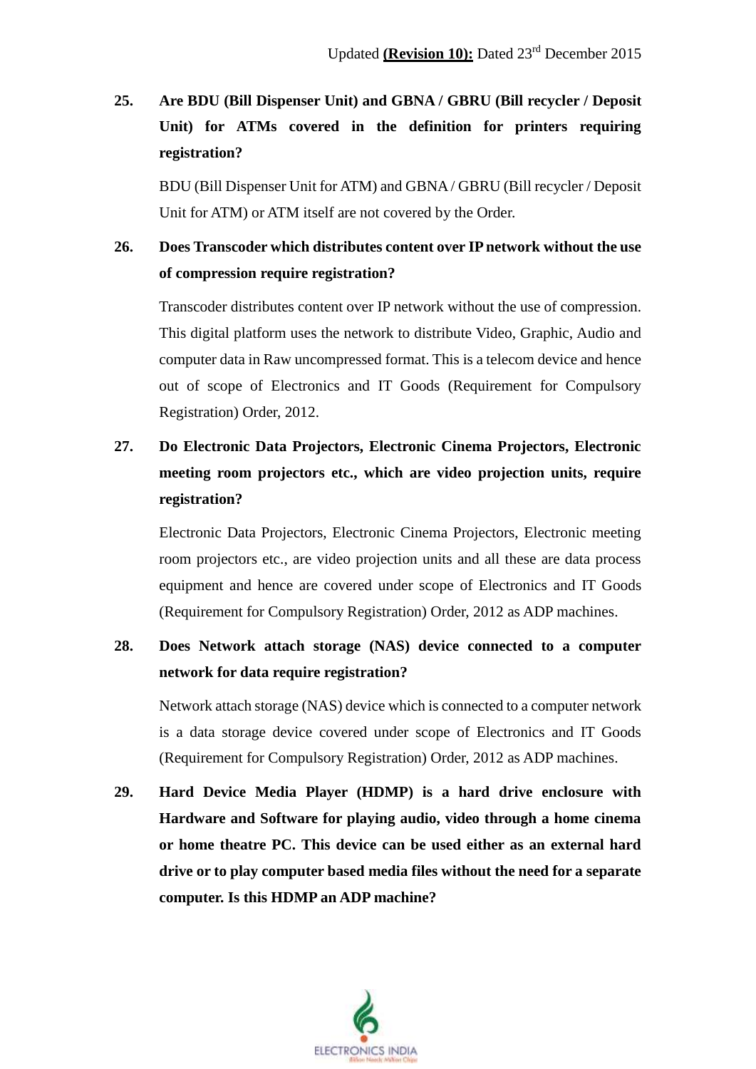**25. Are BDU (Bill Dispenser Unit) and GBNA / GBRU (Bill recycler / Deposit Unit) for ATMs covered in the definition for printers requiring registration?**

BDU (Bill Dispenser Unit for ATM) and GBNA / GBRU (Bill recycler / Deposit Unit for ATM) or ATM itself are not covered by the Order.

**26. Does Transcoder which distributes content over IP network without the use of compression require registration?**

Transcoder distributes content over IP network without the use of compression. This digital platform uses the network to distribute Video, Graphic, Audio and computer data in Raw uncompressed format. This is a telecom device and hence out of scope of Electronics and IT Goods (Requirement for Compulsory Registration) Order, 2012.

**27. Do Electronic Data Projectors, Electronic Cinema Projectors, Electronic meeting room projectors etc., which are video projection units, require registration?**

Electronic Data Projectors, Electronic Cinema Projectors, Electronic meeting room projectors etc., are video projection units and all these are data process equipment and hence are covered under scope of Electronics and IT Goods (Requirement for Compulsory Registration) Order, 2012 as ADP machines.

**28. Does Network attach storage (NAS) device connected to a computer network for data require registration?**

Network attach storage (NAS) device which is connected to a computer network is a data storage device covered under scope of Electronics and IT Goods (Requirement for Compulsory Registration) Order, 2012 as ADP machines.

**29. Hard Device Media Player (HDMP) is a hard drive enclosure with Hardware and Software for playing audio, video through a home cinema or home theatre PC. This device can be used either as an external hard drive or to play computer based media files without the need for a separate computer. Is this HDMP an ADP machine?**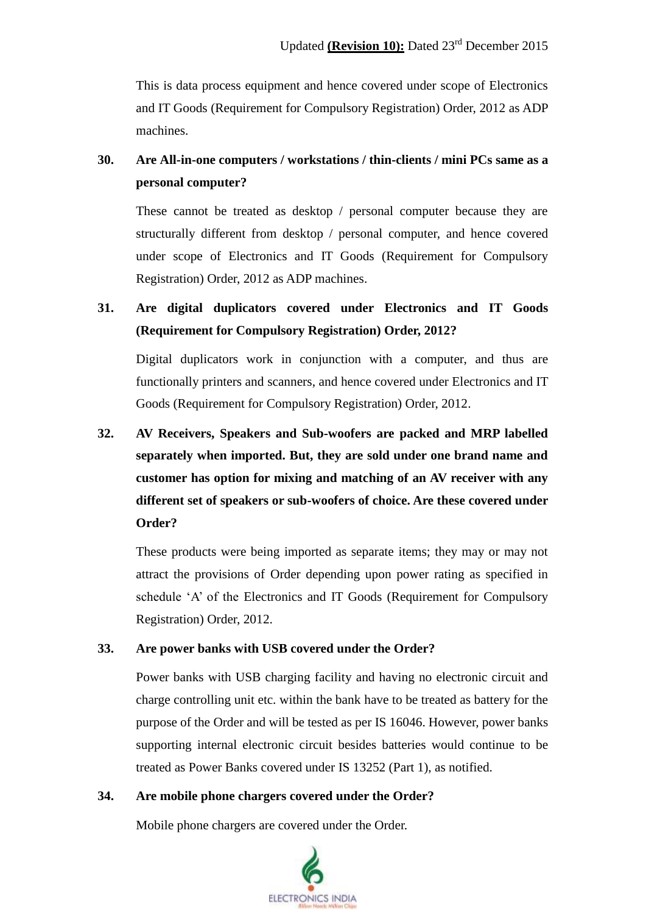This is data process equipment and hence covered under scope of Electronics and IT Goods (Requirement for Compulsory Registration) Order, 2012 as ADP machines.

**30. Are All-in-one computers / workstations / thin-clients / mini PCs same as a personal computer?**

These cannot be treated as desktop / personal computer because they are structurally different from desktop / personal computer, and hence covered under scope of Electronics and IT Goods (Requirement for Compulsory Registration) Order, 2012 as ADP machines.

**31. Are digital duplicators covered under Electronics and IT Goods (Requirement for Compulsory Registration) Order, 2012?**

Digital duplicators work in conjunction with a computer, and thus are functionally printers and scanners, and hence covered under Electronics and IT Goods (Requirement for Compulsory Registration) Order, 2012.

**32. AV Receivers, Speakers and Sub-woofers are packed and MRP labelled separately when imported. But, they are sold under one brand name and customer has option for mixing and matching of an AV receiver with any different set of speakers or sub-woofers of choice. Are these covered under Order?**

These products were being imported as separate items; they may or may not attract the provisions of Order depending upon power rating as specified in schedule 'A' of the Electronics and IT Goods (Requirement for Compulsory Registration) Order, 2012.

**33. Are power banks with USB covered under the Order?**

Power banks with USB charging facility and having no electronic circuit and charge controlling unit etc. within the bank have to be treated as battery for the purpose of the Order and will be tested as per IS 16046. However, power banks supporting internal electronic circuit besides batteries would continue to be treated as Power Banks covered under IS 13252 (Part 1), as notified.

**34. Are mobile phone chargers covered under the Order?**

Mobile phone chargers are covered under the Order.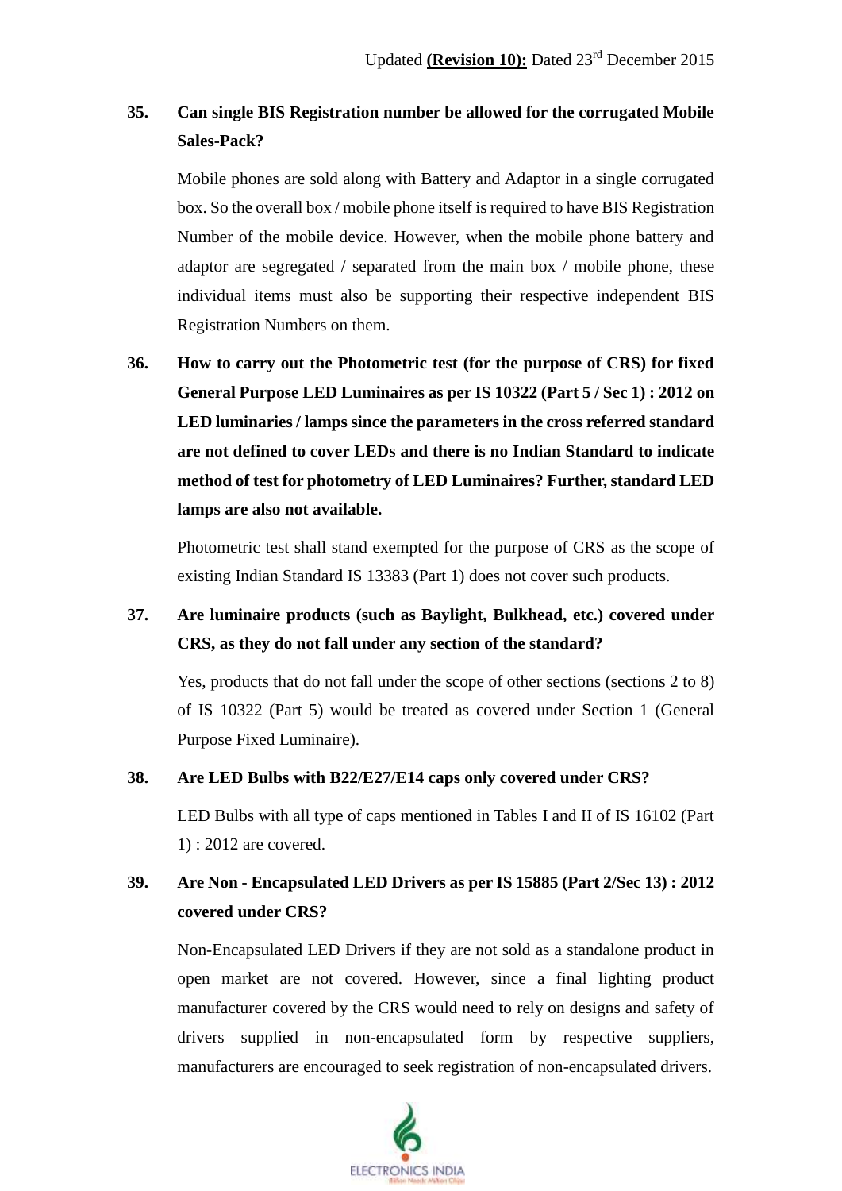**35. Can single BIS Registration number be allowed for the corrugated Mobile Sales-Pack?**

Mobile phones are sold along with Battery and Adaptor in a single corrugated box. So the overall box / mobile phone itself is required to have BIS Registration Number of the mobile device. However, when the mobile phone battery and adaptor are segregated / separated from the main box / mobile phone, these individual items must also be supporting their respective independent BIS Registration Numbers on them.

**36. How to carry out the Photometric test (for the purpose of CRS) for fixed General Purpose LED Luminaires as per IS 10322 (Part 5 / Sec 1) : 2012 on LED luminaries / lamps since the parameters in the cross referred standard are not defined to cover LEDs and there is no Indian Standard to indicate method of test for photometry of LED Luminaires? Further, standard LED lamps are also not available.**

Photometric test shall stand exempted for the purpose of CRS as the scope of existing Indian Standard IS 13383 (Part 1) does not cover such products.

**37. Are luminaire products (such as Baylight, Bulkhead, etc.) covered under CRS, as they do not fall under any section of the standard?**

Yes, products that do not fall under the scope of other sections (sections 2 to 8) of IS 10322 (Part 5) would be treated as covered under Section 1 (General Purpose Fixed Luminaire).

**38. Are LED Bulbs with B22/E27/E14 caps only covered under CRS?**

LED Bulbs with all type of caps mentioned in Tables I and II of IS 16102 (Part 1) : 2012 are covered.

**39. Are Non - Encapsulated LED Drivers as per IS 15885 (Part 2/Sec 13) : 2012 covered under CRS?**

Non-Encapsulated LED Drivers if they are not sold as a standalone product in open market are not covered. However, since a final lighting product manufacturer covered by the CRS would need to rely on designs and safety of drivers supplied in non-encapsulated form by respective suppliers, manufacturers are encouraged to seek registration of non-encapsulated drivers.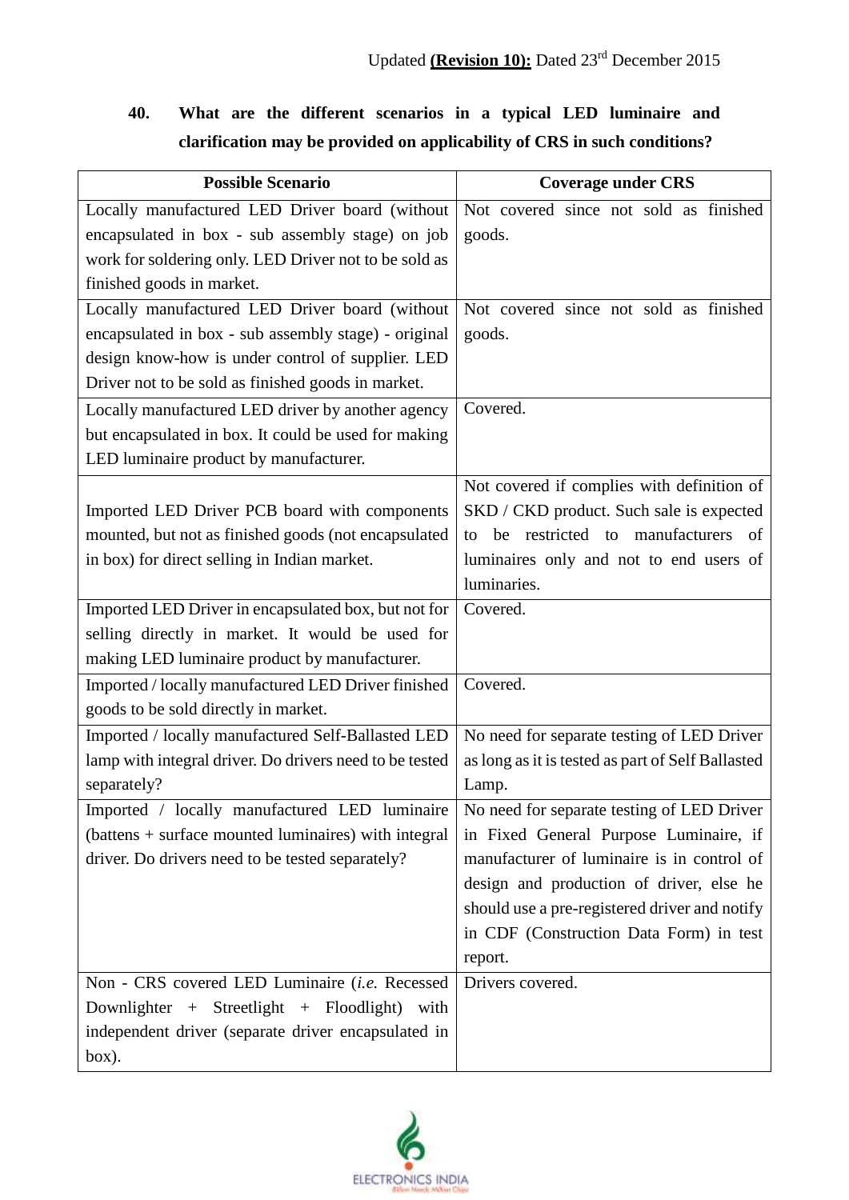Updated **(Revision 10):** Dated 23rd December 2015

**40. What are the different scenarios in a typical LED luminaire and clarification may be provided on applicability of CRS in such conditions?**

| Possible Scenario | Coverage under CRS |
|---|---|
| Locally manufactured LED Driver board (without encapsulated in box - sub assembly stage) on job work for soldering only. LED Driver not to be sold as finished goods in market. | Not covered since not sold as finished goods. |
| Locally manufactured LED Driver board (without encapsulated in box - sub assembly stage) - original design know-how is under control of supplier. LED Driver not to be sold as finished goods in market. | Not covered since not sold as finished goods. |
| Locally manufactured LED driver by another agency but encapsulated in box. It could be used for making LED luminaire product by manufacturer. | Covered. |
| Imported LED Driver PCB board with components mounted, but not as finished goods (not encapsulated in box) for direct selling in Indian market. | Not covered if complies with definition of SKD / CKD product. Such sale is expected to be restricted to manufacturers of luminaires only and not to end users of luminaires. |
| Imported LED Driver in encapsulated box, but not for selling directly in market. It would be used for making LED luminaire product by manufacturer. | Covered. |
| Imported / locally manufactured LED Driver finished goods to be sold directly in market. | Covered. |
| Imported / locally manufactured Self-Ballasted LED lamp with integral driver. Do drivers need to be tested separately? | No need for separate testing of LED Driver as long as it is tested as part of Self Ballasted Lamp. |
| Imported / locally manufactured LED luminaire (battens + surface mounted luminaires) with integral driver. Do drivers need to be tested separately? | No need for separate testing of LED Driver in Fixed General Purpose Luminaire, if manufacturer of luminaire is in control of design and production of driver, else he should use a pre-registered driver and notify in CDF (Construction Data Form) in test report. |
| Non - CRS covered LED Luminaire (*i.e.* Recessed Downlighter + Streetlight + Floodlight) with independent driver (separate driver encapsulated in box). | Drivers covered. |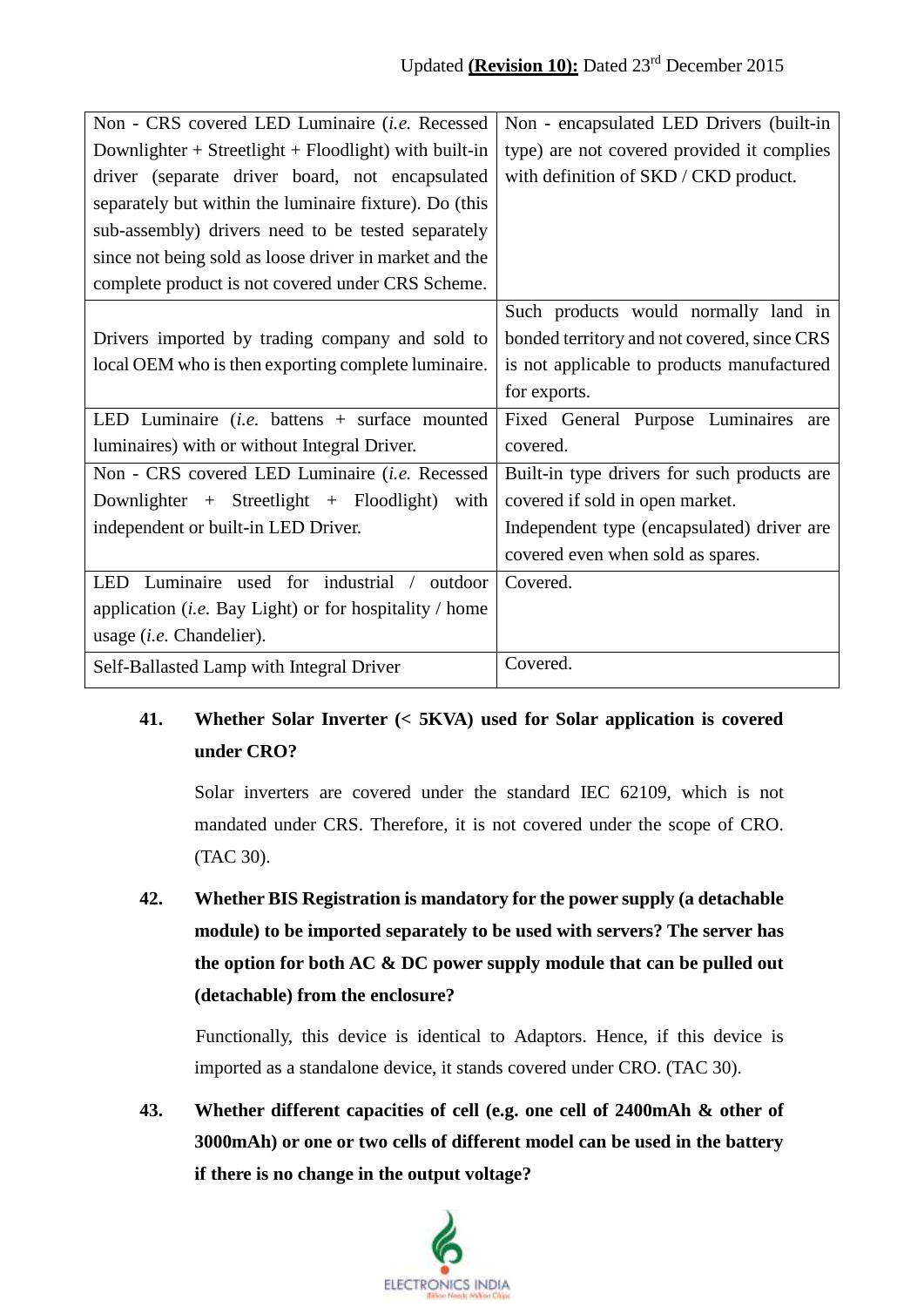| Non - CRS covered LED Luminaire (*i.e.* Recessed Downlighter + Streetlight + Floodlight) with built-in driver (separate driver board, not encapsulated separately but within the luminaire fixture). Do (this sub-assembly) drivers need to be tested separately since not being sold as loose driver in market and the complete product is not covered under CRS Scheme. | Non - encapsulated LED Drivers (built-in type) are not covered provided it complies with definition of SKD / CKD product. |
|---|---|
| Drivers imported by trading company and sold to local OEM who is then exporting complete luminaire. | Such products would normally land in bonded territory and not covered, since CRS is not applicable to products manufactured for exports. |
| LED Luminaire (*i.e.* battens + surface mounted luminaires) with or without Integral Driver. | Fixed General Purpose Luminaires are covered. |
| Non - CRS covered LED Luminaire (*i.e.* Recessed Downlighter + Streetlight + Floodlight) with independent or built-in LED Driver. | Built-in type drivers for such products are covered if sold in open market.<br>Independent type (encapsulated) driver are covered even when sold as spares. |
| LED Luminaire used for industrial / outdoor application (*i.e.* Bay Light) or for hospitality / home usage (*i.e.* Chandelier). | Covered. |
| Self-Ballasted Lamp with Integral Driver | Covered. |

**41. Whether Solar Inverter (< 5KVA) used for Solar application is covered under CRO?**

Solar inverters are covered under the standard IEC 62109, which is not mandated under CRS. Therefore, it is not covered under the scope of CRO. (TAC 30).

**42. Whether BIS Registration is mandatory for the power supply (a detachable module) to be imported separately to be used with servers? The server has the option for both AC & DC power supply module that can be pulled out (detachable) from the enclosure?**

Functionally, this device is identical to Adaptors. Hence, if this device is imported as a standalone device, it stands covered under CRO. (TAC 30).

**43. Whether different capacities of cell (e.g. one cell of 2400mAh & other of 3000mAh) or one or two cells of different model can be used in the battery if there is no change in the output voltage?**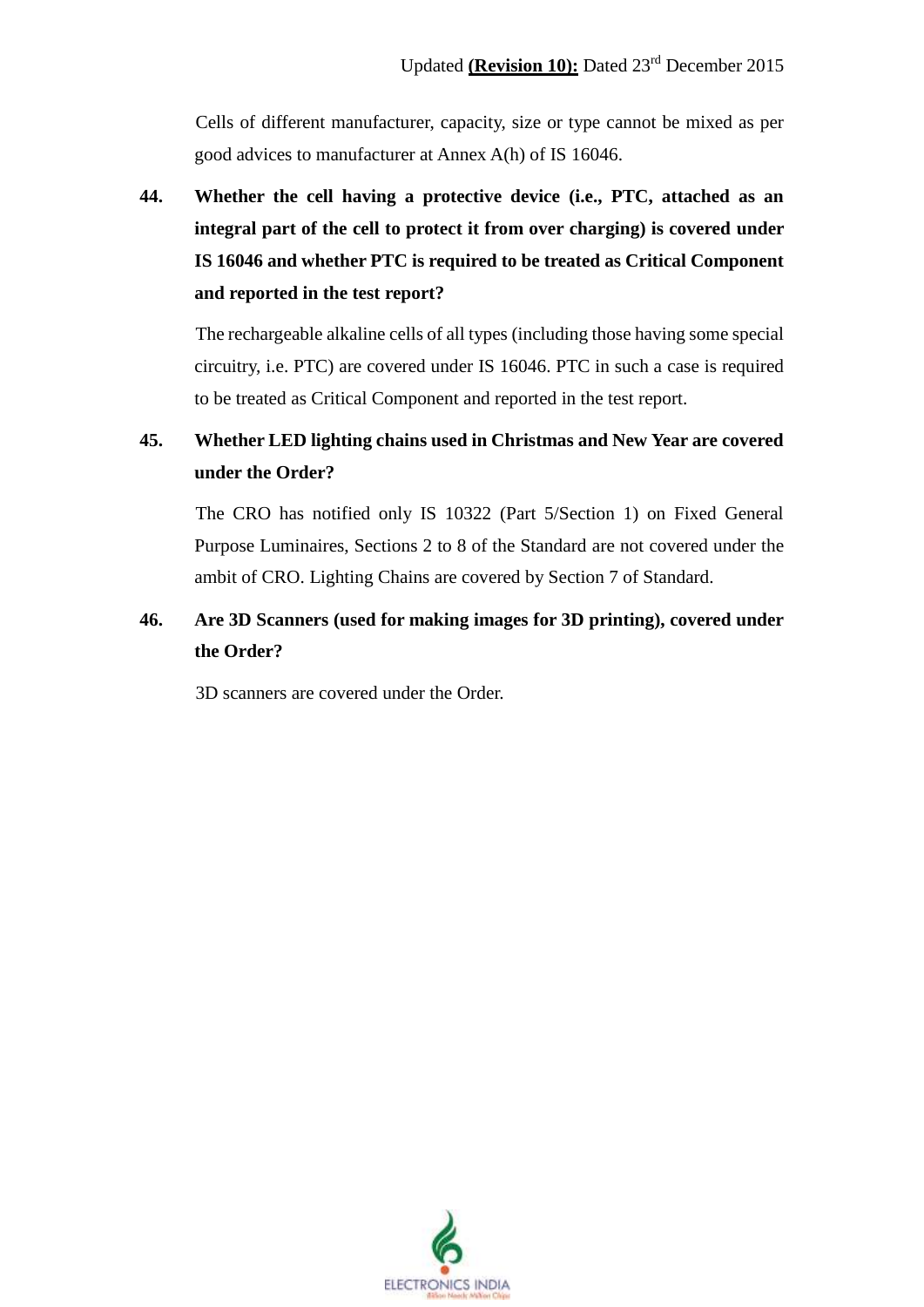Cells of different manufacturer, capacity, size or type cannot be mixed as per good advices to manufacturer at Annex A(h) of IS 16046.

**44. Whether the cell having a protective device (i.e., PTC, attached as an integral part of the cell to protect it from over charging) is covered under IS 16046 and whether PTC is required to be treated as Critical Component and reported in the test report?**

The rechargeable alkaline cells of all types (including those having some special circuitry, i.e. PTC) are covered under IS 16046. PTC in such a case is required to be treated as Critical Component and reported in the test report.

**45. Whether LED lighting chains used in Christmas and New Year are covered under the Order?**

The CRO has notified only IS 10322 (Part 5/Section 1) on Fixed General Purpose Luminaires, Sections 2 to 8 of the Standard are not covered under the ambit of CRO. Lighting Chains are covered by Section 7 of Standard.

**46. Are 3D Scanners (used for making images for 3D printing), covered under the Order?**

3D scanners are covered under the Order.